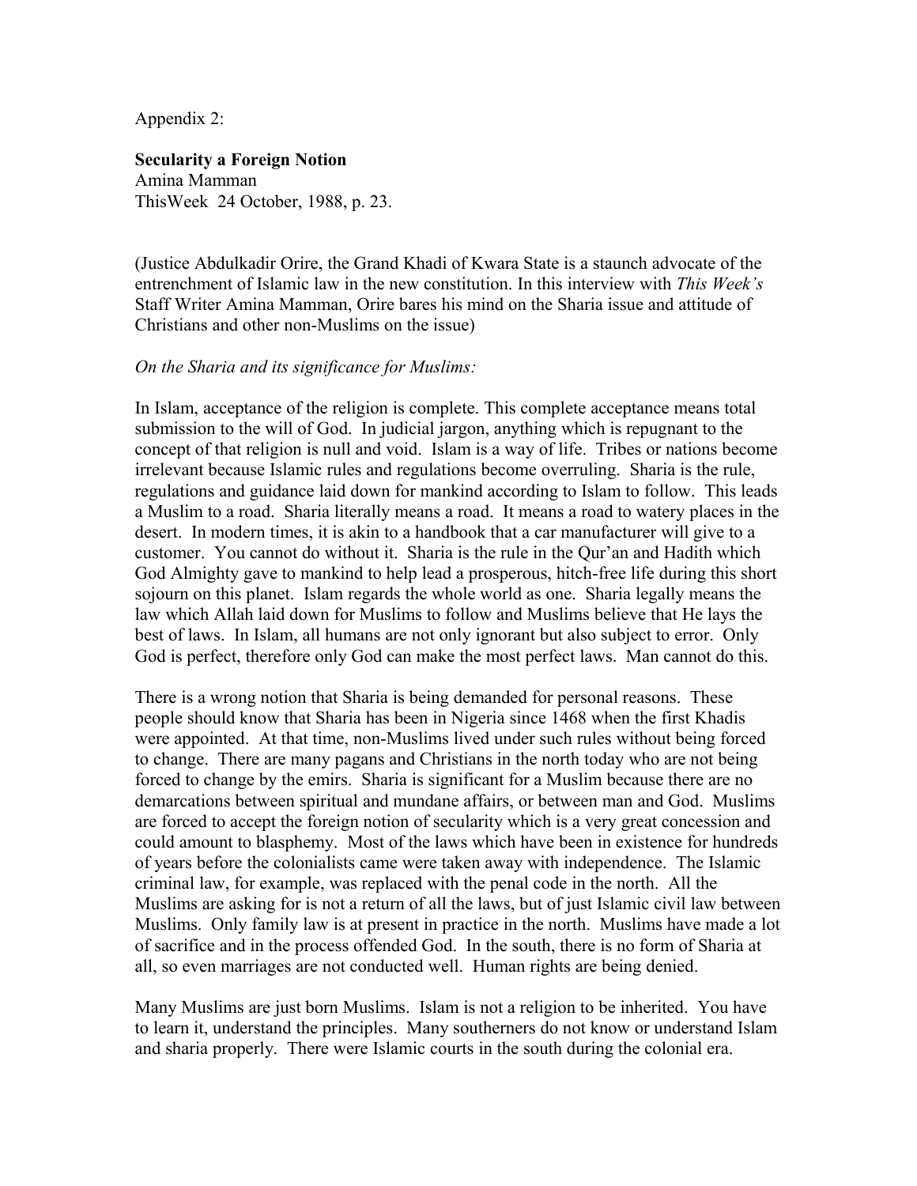Appendix 2:

**Secularity a Foreign Notion**
Amina Mamman
ThisWeek 24 October, 1988, p. 23.

(Justice Abdulkadir Orire, the Grand Khadi of Kwara State is a staunch advocate of the entrenchment of Islamic law in the new constitution. In this interview with *This Week's* Staff Writer Amina Mamman, Orire bares his mind on the Sharia issue and attitude of Christians and other non-Muslims on the issue)

*On the Sharia and its significance for Muslims:*

In Islam, acceptance of the religion is complete. This complete acceptance means total submission to the will of God. In judicial jargon, anything which is repugnant to the concept of that religion is null and void. Islam is a way of life. Tribes or nations become irrelevant because Islamic rules and regulations become overruling. Sharia is the rule, regulations and guidance laid down for mankind according to Islam to follow. This leads a Muslim to a road. Sharia literally means a road. It means a road to watery places in the desert. In modern times, it is akin to a handbook that a car manufacturer will give to a customer. You cannot do without it. Sharia is the rule in the Qur'an and Hadith which God Almighty gave to mankind to help lead a prosperous, hitch-free life during this short sojourn on this planet. Islam regards the whole world as one. Sharia legally means the law which Allah laid down for Muslims to follow and Muslims believe that He lays the best of laws. In Islam, all humans are not only ignorant but also subject to error. Only God is perfect, therefore only God can make the most perfect laws. Man cannot do this.

There is a wrong notion that Sharia is being demanded for personal reasons. These people should know that Sharia has been in Nigeria since 1468 when the first Khadis were appointed. At that time, non-Muslims lived under such rules without being forced to change. There are many pagans and Christians in the north today who are not being forced to change by the emirs. Sharia is significant for a Muslim because there are no demarcations between spiritual and mundane affairs, or between man and God. Muslims are forced to accept the foreign notion of secularity which is a very great concession and could amount to blasphemy. Most of the laws which have been in existence for hundreds of years before the colonialists came were taken away with independence. The Islamic criminal law, for example, was replaced with the penal code in the north. All the Muslims are asking for is not a return of all the laws, but of just Islamic civil law between Muslims. Only family law is at present in practice in the north. Muslims have made a lot of sacrifice and in the process offended God. In the south, there is no form of Sharia at all, so even marriages are not conducted well. Human rights are being denied.

Many Muslims are just born Muslims. Islam is not a religion to be inherited. You have to learn it, understand the principles. Many southerners do not know or understand Islam and sharia properly. There were Islamic courts in the south during the colonial era.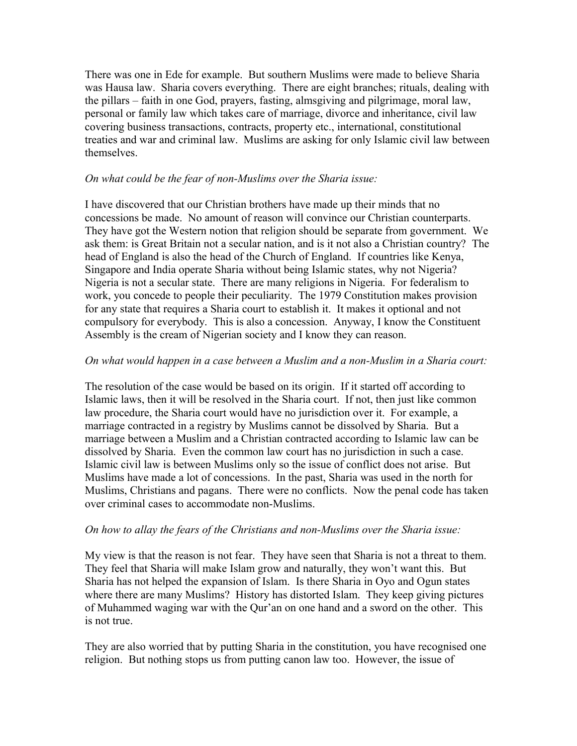There was one in Ede for example. But southern Muslims were made to believe Sharia was Hausa law. Sharia covers everything. There are eight branches; rituals, dealing with the pillars – faith in one God, prayers, fasting, almsgiving and pilgrimage, moral law, personal or family law which takes care of marriage, divorce and inheritance, civil law covering business transactions, contracts, property etc., international, constitutional treaties and war and criminal law. Muslims are asking for only Islamic civil law between themselves.

*On what could be the fear of non-Muslims over the Sharia issue:*

I have discovered that our Christian brothers have made up their minds that no concessions be made. No amount of reason will convince our Christian counterparts. They have got the Western notion that religion should be separate from government. We ask them: is Great Britain not a secular nation, and is it not also a Christian country? The head of England is also the head of the Church of England. If countries like Kenya, Singapore and India operate Sharia without being Islamic states, why not Nigeria? Nigeria is not a secular state. There are many religions in Nigeria. For federalism to work, you concede to people their peculiarity. The 1979 Constitution makes provision for any state that requires a Sharia court to establish it. It makes it optional and not compulsory for everybody. This is also a concession. Anyway, I know the Constituent Assembly is the cream of Nigerian society and I know they can reason.

*On what would happen in a case between a Muslim and a non-Muslim in a Sharia court:*

The resolution of the case would be based on its origin. If it started off according to Islamic laws, then it will be resolved in the Sharia court. If not, then just like common law procedure, the Sharia court would have no jurisdiction over it. For example, a marriage contracted in a registry by Muslims cannot be dissolved by Sharia. But a marriage between a Muslim and a Christian contracted according to Islamic law can be dissolved by Sharia. Even the common law court has no jurisdiction in such a case. Islamic civil law is between Muslims only so the issue of conflict does not arise. But Muslims have made a lot of concessions. In the past, Sharia was used in the north for Muslims, Christians and pagans. There were no conflicts. Now the penal code has taken over criminal cases to accommodate non-Muslims.

*On how to allay the fears of the Christians and non-Muslims over the Sharia issue:*

My view is that the reason is not fear. They have seen that Sharia is not a threat to them. They feel that Sharia will make Islam grow and naturally, they won't want this. But Sharia has not helped the expansion of Islam. Is there Sharia in Oyo and Ogun states where there are many Muslims? History has distorted Islam. They keep giving pictures of Muhammed waging war with the Qur'an on one hand and a sword on the other. This is not true.

They are also worried that by putting Sharia in the constitution, you have recognised one religion. But nothing stops us from putting canon law too. However, the issue of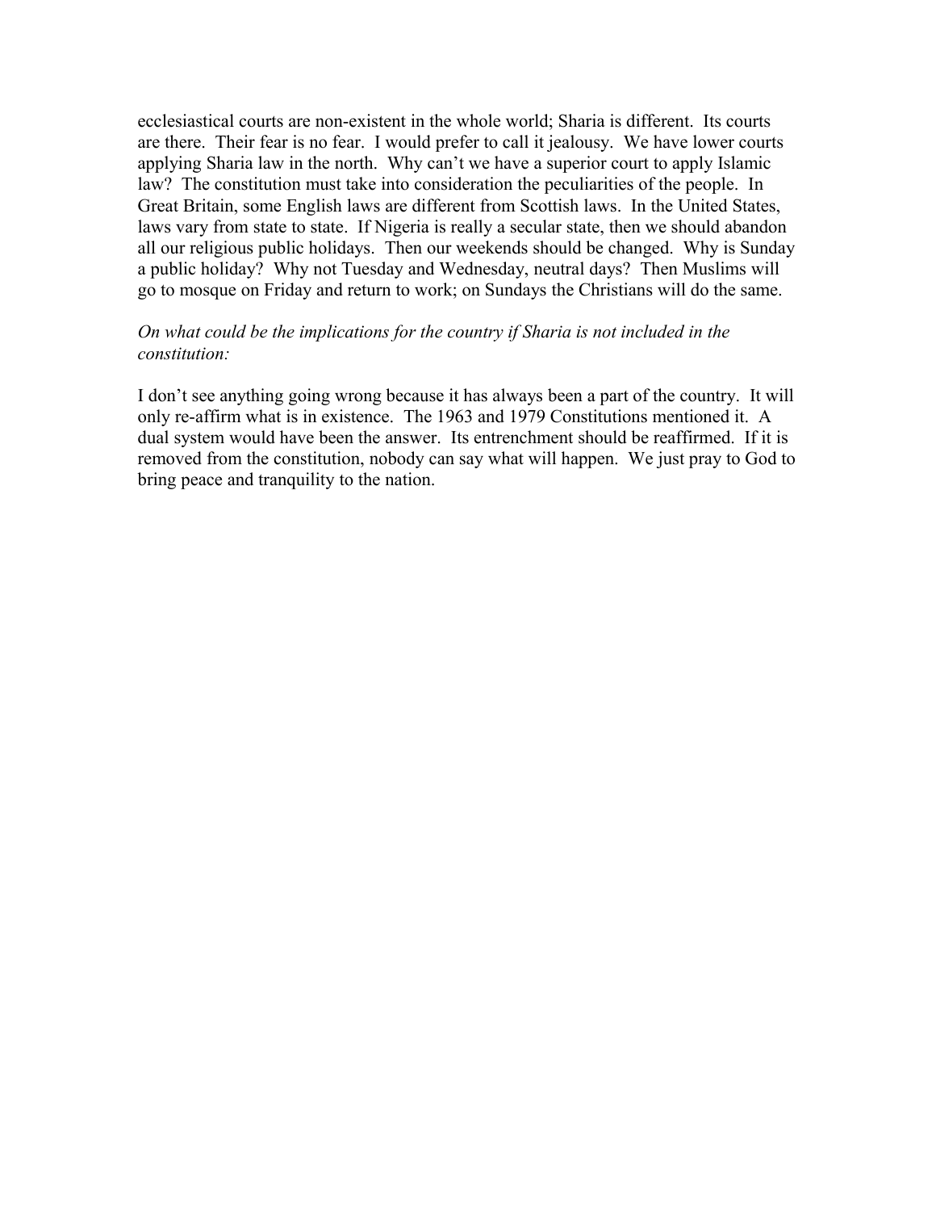ecclesiastical courts are non-existent in the whole world; Sharia is different. Its courts are there. Their fear is no fear. I would prefer to call it jealousy. We have lower courts applying Sharia law in the north. Why can't we have a superior court to apply Islamic law? The constitution must take into consideration the peculiarities of the people. In Great Britain, some English laws are different from Scottish laws. In the United States, laws vary from state to state. If Nigeria is really a secular state, then we should abandon all our religious public holidays. Then our weekends should be changed. Why is Sunday a public holiday? Why not Tuesday and Wednesday, neutral days? Then Muslims will go to mosque on Friday and return to work; on Sundays the Christians will do the same.

*On what could be the implications for the country if Sharia is not included in the constitution:*

I don't see anything going wrong because it has always been a part of the country. It will only re-affirm what is in existence. The 1963 and 1979 Constitutions mentioned it. A dual system would have been the answer. Its entrenchment should be reaffirmed. If it is removed from the constitution, nobody can say what will happen. We just pray to God to bring peace and tranquility to the nation.